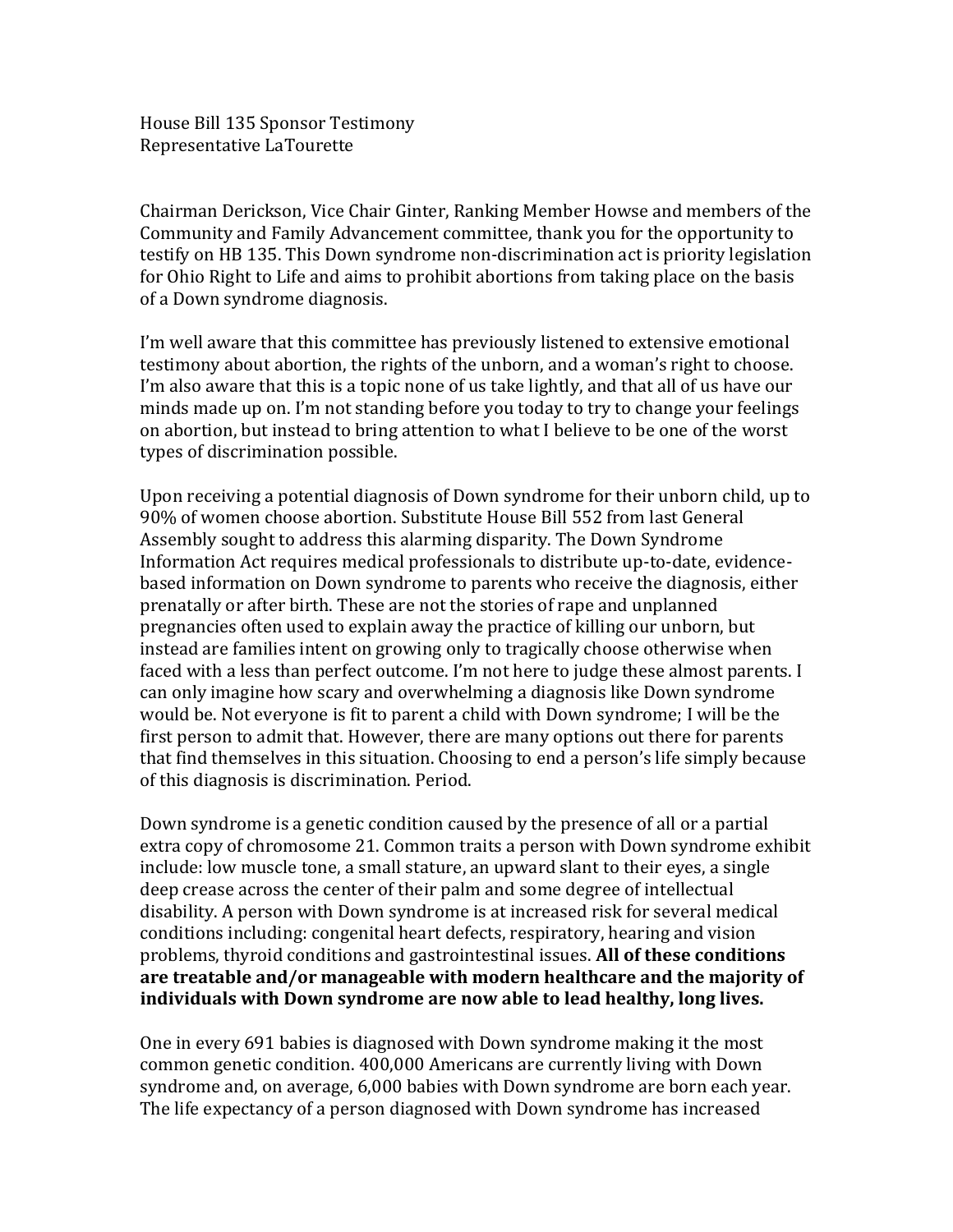House Bill 135 Sponsor Testimony
Representative LaTourette

Chairman Derickson, Vice Chair Ginter, Ranking Member Howse and members of the Community and Family Advancement committee, thank you for the opportunity to testify on HB 135. This Down syndrome non-discrimination act is priority legislation for Ohio Right to Life and aims to prohibit abortions from taking place on the basis of a Down syndrome diagnosis.

I'm well aware that this committee has previously listened to extensive emotional testimony about abortion, the rights of the unborn, and a woman's right to choose. I'm also aware that this is a topic none of us take lightly, and that all of us have our minds made up on. I'm not standing before you today to try to change your feelings on abortion, but instead to bring attention to what I believe to be one of the worst types of discrimination possible.

Upon receiving a potential diagnosis of Down syndrome for their unborn child, up to 90% of women choose abortion. Substitute House Bill 552 from last General Assembly sought to address this alarming disparity. The Down Syndrome Information Act requires medical professionals to distribute up-to-date, evidence-based information on Down syndrome to parents who receive the diagnosis, either prenatally or after birth. These are not the stories of rape and unplanned pregnancies often used to explain away the practice of killing our unborn, but instead are families intent on growing only to tragically choose otherwise when faced with a less than perfect outcome. I'm not here to judge these almost parents. I can only imagine how scary and overwhelming a diagnosis like Down syndrome would be. Not everyone is fit to parent a child with Down syndrome; I will be the first person to admit that. However, there are many options out there for parents that find themselves in this situation. Choosing to end a person's life simply because of this diagnosis is discrimination. Period.

Down syndrome is a genetic condition caused by the presence of all or a partial extra copy of chromosome 21. Common traits a person with Down syndrome exhibit include: low muscle tone, a small stature, an upward slant to their eyes, a single deep crease across the center of their palm and some degree of intellectual disability. A person with Down syndrome is at increased risk for several medical conditions including: congenital heart defects, respiratory, hearing and vision problems, thyroid conditions and gastrointestinal issues. **All of these conditions are treatable and/or manageable with modern healthcare and the majority of individuals with Down syndrome are now able to lead healthy, long lives.**

One in every 691 babies is diagnosed with Down syndrome making it the most common genetic condition. 400,000 Americans are currently living with Down syndrome and, on average, 6,000 babies with Down syndrome are born each year. The life expectancy of a person diagnosed with Down syndrome has increased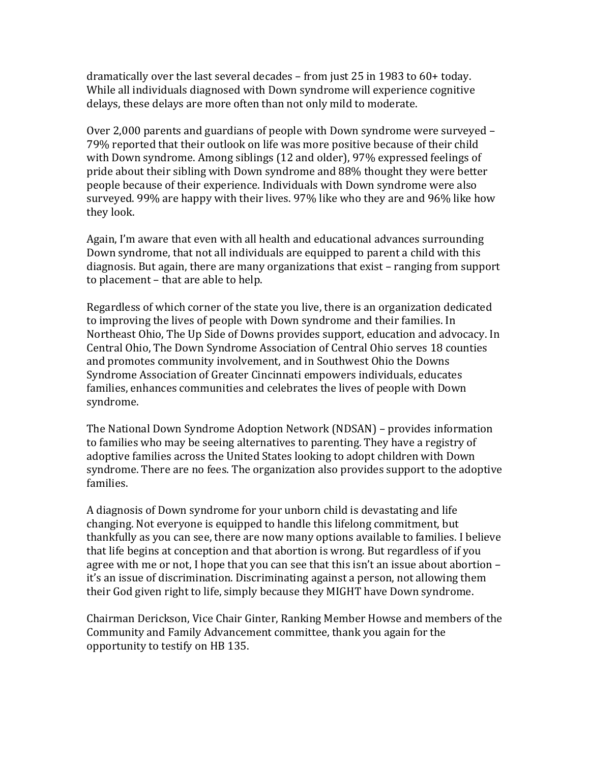dramatically over the last several decades – from just 25 in 1983 to 60+ today. While all individuals diagnosed with Down syndrome will experience cognitive delays, these delays are more often than not only mild to moderate.

Over 2,000 parents and guardians of people with Down syndrome were surveyed – 79% reported that their outlook on life was more positive because of their child with Down syndrome. Among siblings (12 and older), 97% expressed feelings of pride about their sibling with Down syndrome and 88% thought they were better people because of their experience. Individuals with Down syndrome were also surveyed. 99% are happy with their lives. 97% like who they are and 96% like how they look.

Again, I'm aware that even with all health and educational advances surrounding Down syndrome, that not all individuals are equipped to parent a child with this diagnosis. But again, there are many organizations that exist – ranging from support to placement – that are able to help.

Regardless of which corner of the state you live, there is an organization dedicated to improving the lives of people with Down syndrome and their families. In Northeast Ohio, The Up Side of Downs provides support, education and advocacy. In Central Ohio, The Down Syndrome Association of Central Ohio serves 18 counties and promotes community involvement, and in Southwest Ohio the Downs Syndrome Association of Greater Cincinnati empowers individuals, educates families, enhances communities and celebrates the lives of people with Down syndrome.

The National Down Syndrome Adoption Network (NDSAN) – provides information to families who may be seeing alternatives to parenting. They have a registry of adoptive families across the United States looking to adopt children with Down syndrome. There are no fees. The organization also provides support to the adoptive families.

A diagnosis of Down syndrome for your unborn child is devastating and life changing. Not everyone is equipped to handle this lifelong commitment, but thankfully as you can see, there are now many options available to families. I believe that life begins at conception and that abortion is wrong. But regardless of if you agree with me or not, I hope that you can see that this isn't an issue about abortion – it's an issue of discrimination. Discriminating against a person, not allowing them their God given right to life, simply because they MIGHT have Down syndrome.

Chairman Derickson, Vice Chair Ginter, Ranking Member Howse and members of the Community and Family Advancement committee, thank you again for the opportunity to testify on HB 135.